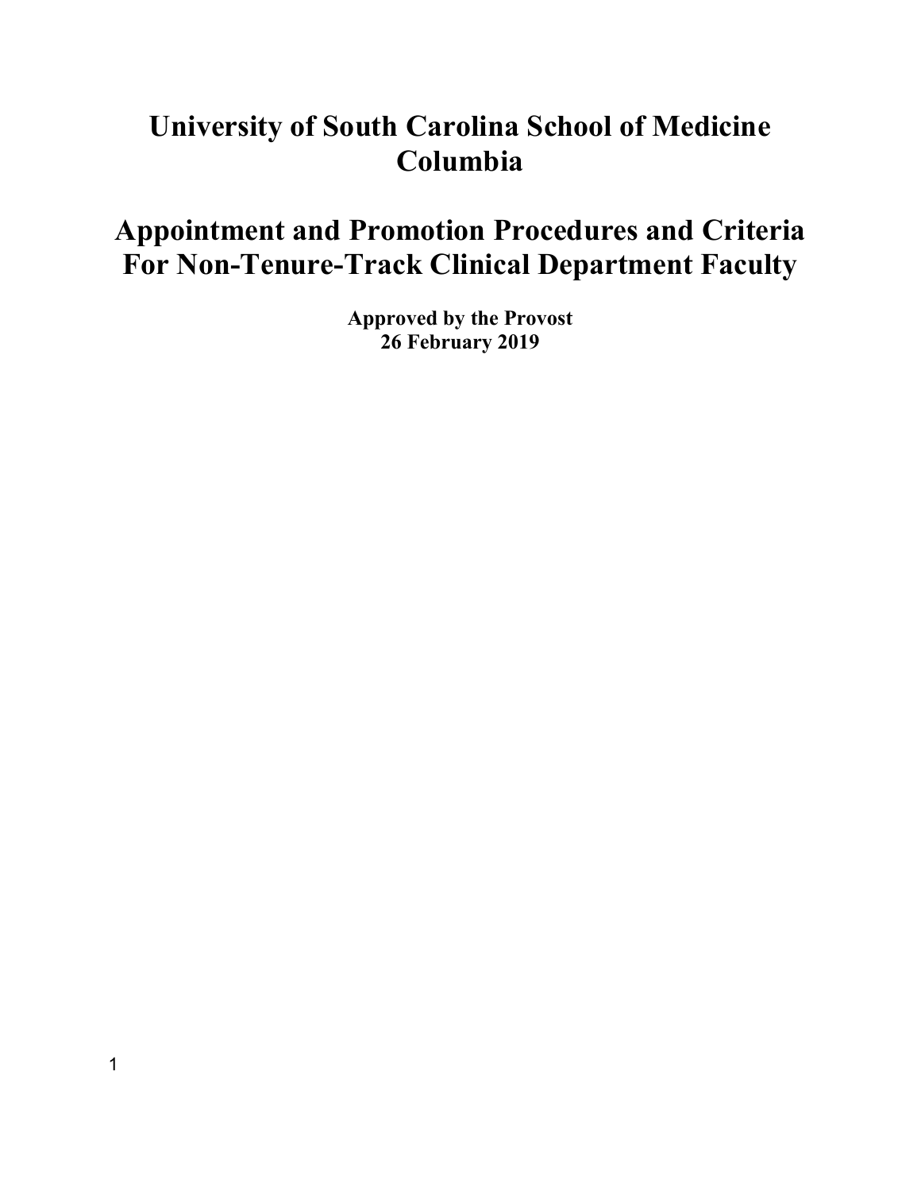# University of South Carolina School of Medicine Columbia

# Appointment and Promotion Procedures and Criteria For Non-Tenure-Track Clinical Department Faculty

**Approved by the Provost**
**26 February 2019**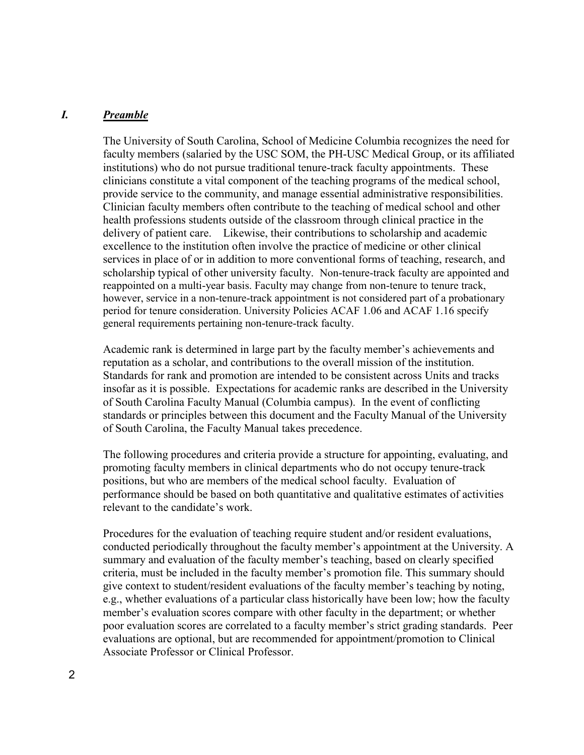## *I. Preamble*

The University of South Carolina, School of Medicine Columbia recognizes the need for faculty members (salaried by the USC SOM, the PH-USC Medical Group, or its affiliated institutions) who do not pursue traditional tenure-track faculty appointments. These clinicians constitute a vital component of the teaching programs of the medical school, provide service to the community, and manage essential administrative responsibilities. Clinician faculty members often contribute to the teaching of medical school and other health professions students outside of the classroom through clinical practice in the delivery of patient care. Likewise, their contributions to scholarship and academic excellence to the institution often involve the practice of medicine or other clinical services in place of or in addition to more conventional forms of teaching, research, and scholarship typical of other university faculty. Non-tenure-track faculty are appointed and reappointed on a multi-year basis. Faculty may change from non-tenure to tenure track, however, service in a non-tenure-track appointment is not considered part of a probationary period for tenure consideration. University Policies ACAF 1.06 and ACAF 1.16 specify general requirements pertaining non-tenure-track faculty.

Academic rank is determined in large part by the faculty member's achievements and reputation as a scholar, and contributions to the overall mission of the institution. Standards for rank and promotion are intended to be consistent across Units and tracks insofar as it is possible. Expectations for academic ranks are described in the University of South Carolina Faculty Manual (Columbia campus). In the event of conflicting standards or principles between this document and the Faculty Manual of the University of South Carolina, the Faculty Manual takes precedence.

The following procedures and criteria provide a structure for appointing, evaluating, and promoting faculty members in clinical departments who do not occupy tenure-track positions, but who are members of the medical school faculty. Evaluation of performance should be based on both quantitative and qualitative estimates of activities relevant to the candidate's work.

Procedures for the evaluation of teaching require student and/or resident evaluations, conducted periodically throughout the faculty member's appointment at the University. A summary and evaluation of the faculty member's teaching, based on clearly specified criteria, must be included in the faculty member's promotion file. This summary should give context to student/resident evaluations of the faculty member's teaching by noting, e.g., whether evaluations of a particular class historically have been low; how the faculty member's evaluation scores compare with other faculty in the department; or whether poor evaluation scores are correlated to a faculty member's strict grading standards. Peer evaluations are optional, but are recommended for appointment/promotion to Clinical Associate Professor or Clinical Professor.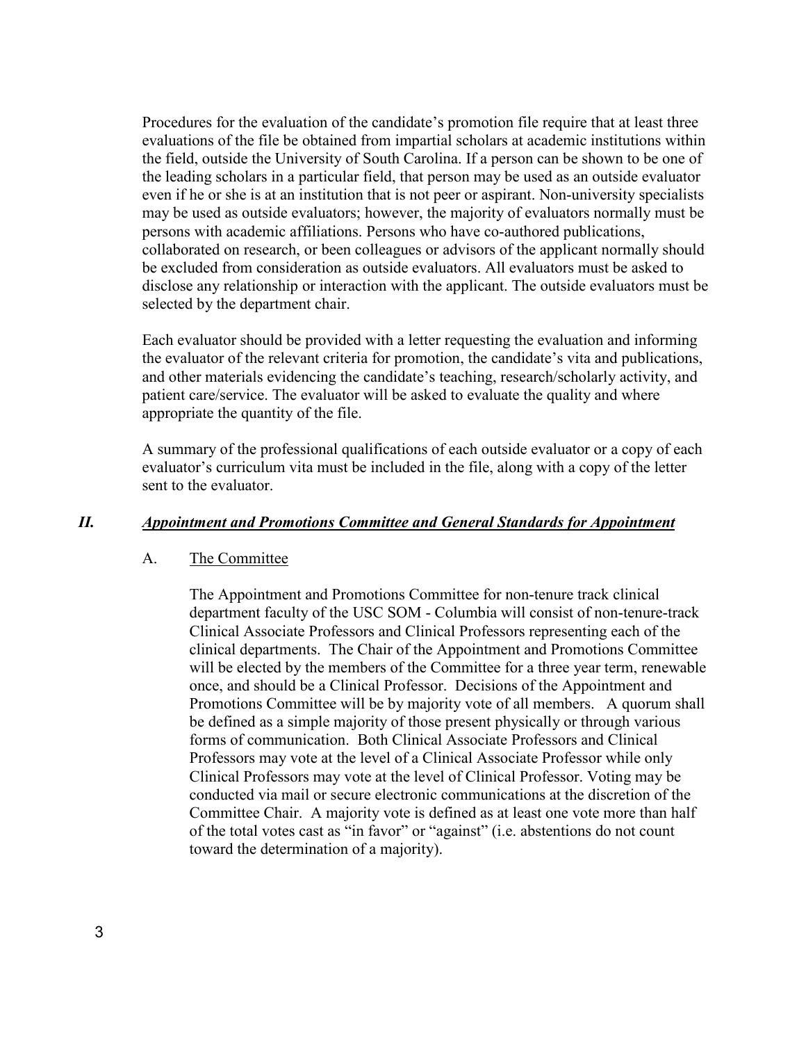Procedures for the evaluation of the candidate's promotion file require that at least three evaluations of the file be obtained from impartial scholars at academic institutions within the field, outside the University of South Carolina. If a person can be shown to be one of the leading scholars in a particular field, that person may be used as an outside evaluator even if he or she is at an institution that is not peer or aspirant. Non-university specialists may be used as outside evaluators; however, the majority of evaluators normally must be persons with academic affiliations. Persons who have co-authored publications, collaborated on research, or been colleagues or advisors of the applicant normally should be excluded from consideration as outside evaluators. All evaluators must be asked to disclose any relationship or interaction with the applicant. The outside evaluators must be selected by the department chair.

Each evaluator should be provided with a letter requesting the evaluation and informing the evaluator of the relevant criteria for promotion, the candidate's vita and publications, and other materials evidencing the candidate's teaching, research/scholarly activity, and patient care/service. The evaluator will be asked to evaluate the quality and where appropriate the quantity of the file.

A summary of the professional qualifications of each outside evaluator or a copy of each evaluator's curriculum vita must be included in the file, along with a copy of the letter sent to the evaluator.

## *II. Appointment and Promotions Committee and General Standards for Appointment*

### A. The Committee

The Appointment and Promotions Committee for non-tenure track clinical department faculty of the USC SOM - Columbia will consist of non-tenure-track Clinical Associate Professors and Clinical Professors representing each of the clinical departments. The Chair of the Appointment and Promotions Committee will be elected by the members of the Committee for a three year term, renewable once, and should be a Clinical Professor. Decisions of the Appointment and Promotions Committee will be by majority vote of all members. A quorum shall be defined as a simple majority of those present physically or through various forms of communication. Both Clinical Associate Professors and Clinical Professors may vote at the level of a Clinical Associate Professor while only Clinical Professors may vote at the level of Clinical Professor. Voting may be conducted via mail or secure electronic communications at the discretion of the Committee Chair. A majority vote is defined as at least one vote more than half of the total votes cast as "in favor" or "against" (i.e. abstentions do not count toward the determination of a majority).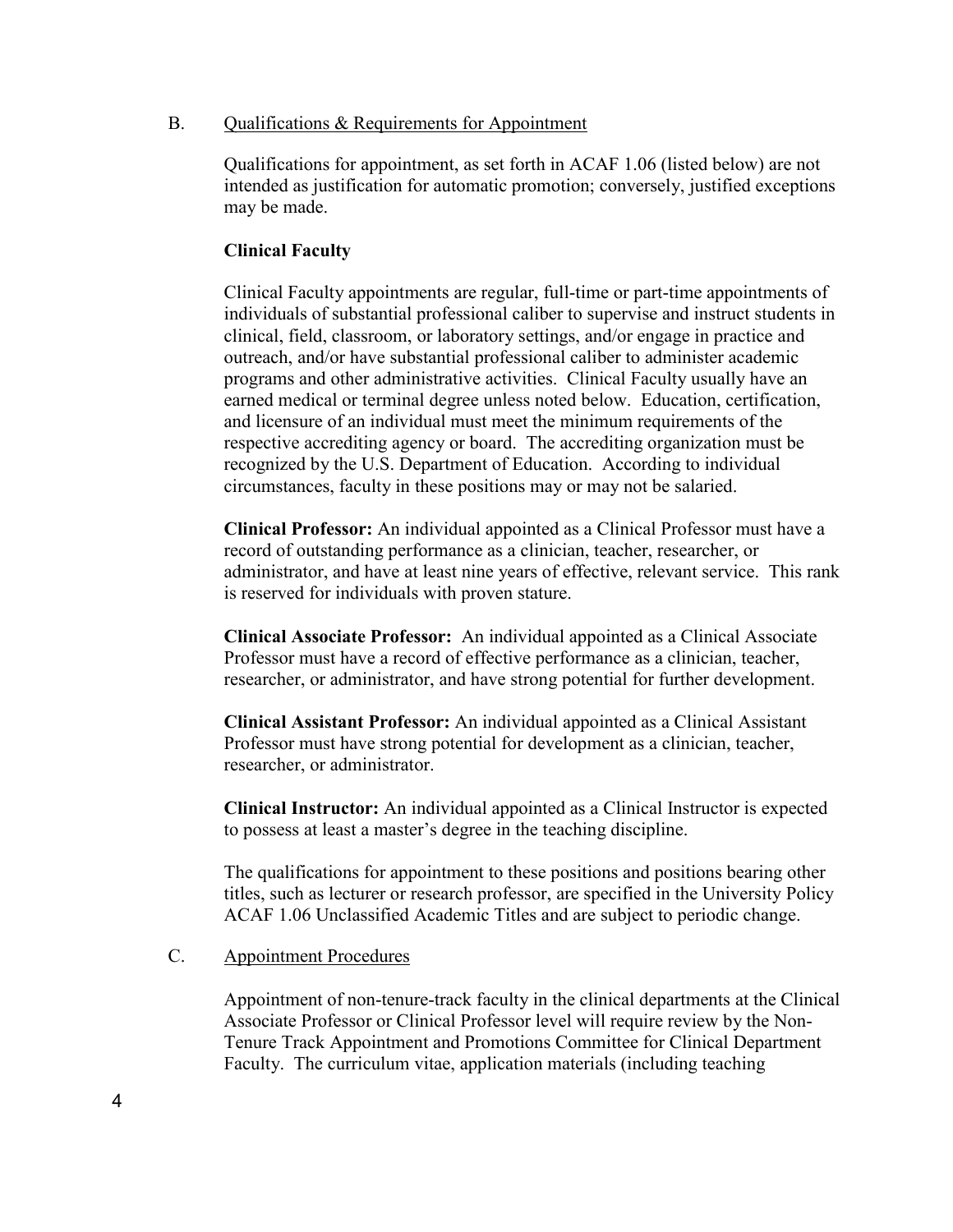## B. Qualifications & Requirements for Appointment

Qualifications for appointment, as set forth in ACAF 1.06 (listed below) are not intended as justification for automatic promotion; conversely, justified exceptions may be made.

**Clinical Faculty**

Clinical Faculty appointments are regular, full-time or part-time appointments of individuals of substantial professional caliber to supervise and instruct students in clinical, field, classroom, or laboratory settings, and/or engage in practice and outreach, and/or have substantial professional caliber to administer academic programs and other administrative activities. Clinical Faculty usually have an earned medical or terminal degree unless noted below. Education, certification, and licensure of an individual must meet the minimum requirements of the respective accrediting agency or board. The accrediting organization must be recognized by the U.S. Department of Education. According to individual circumstances, faculty in these positions may or may not be salaried.

**Clinical Professor:** An individual appointed as a Clinical Professor must have a record of outstanding performance as a clinician, teacher, researcher, or administrator, and have at least nine years of effective, relevant service. This rank is reserved for individuals with proven stature.

**Clinical Associate Professor:** An individual appointed as a Clinical Associate Professor must have a record of effective performance as a clinician, teacher, researcher, or administrator, and have strong potential for further development.

**Clinical Assistant Professor:** An individual appointed as a Clinical Assistant Professor must have strong potential for development as a clinician, teacher, researcher, or administrator.

**Clinical Instructor:** An individual appointed as a Clinical Instructor is expected to possess at least a master's degree in the teaching discipline.

The qualifications for appointment to these positions and positions bearing other titles, such as lecturer or research professor, are specified in the University Policy ACAF 1.06 Unclassified Academic Titles and are subject to periodic change.

## C. Appointment Procedures

Appointment of non-tenure-track faculty in the clinical departments at the Clinical Associate Professor or Clinical Professor level will require review by the Non-Tenure Track Appointment and Promotions Committee for Clinical Department Faculty. The curriculum vitae, application materials (including teaching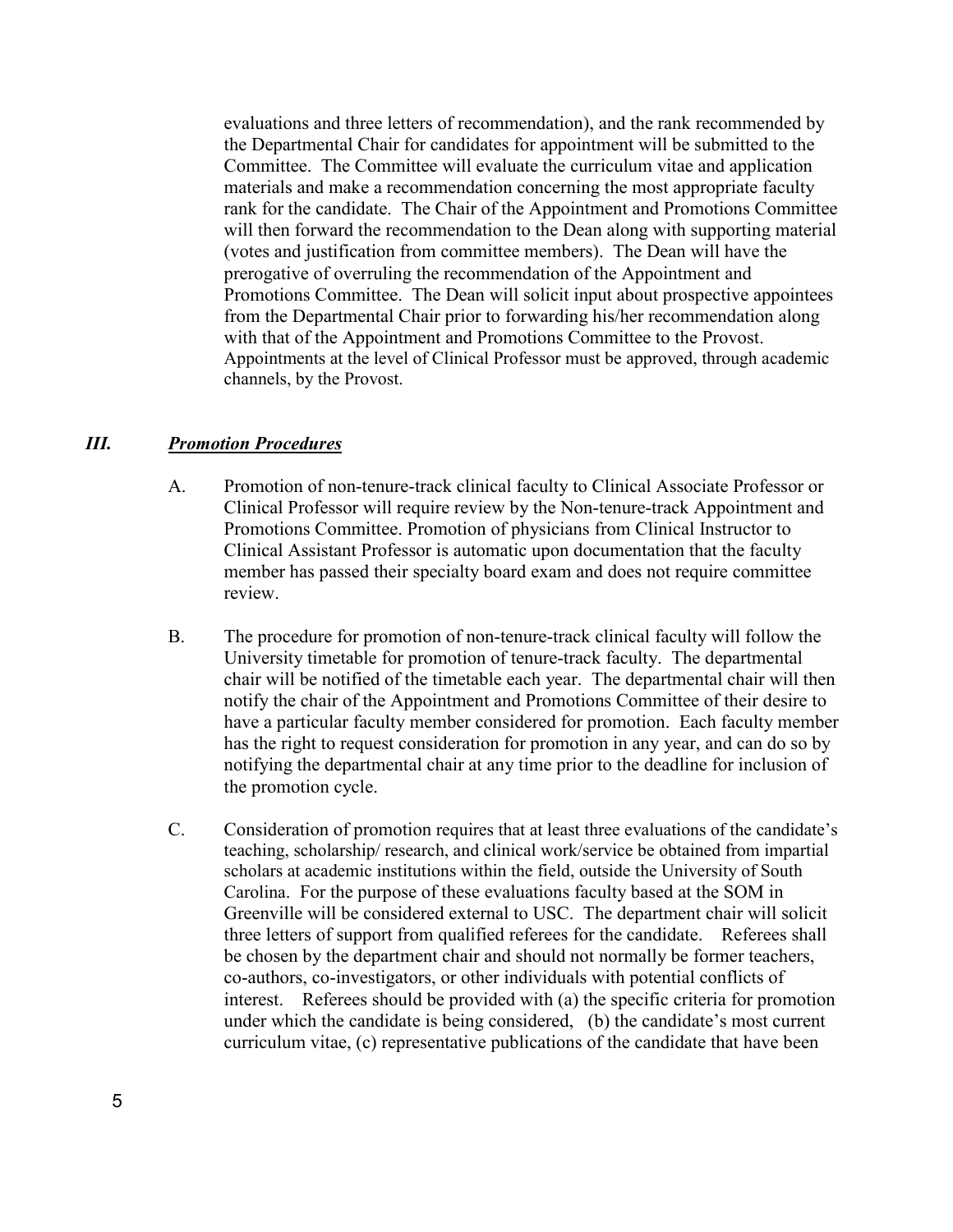evaluations and three letters of recommendation), and the rank recommended by the Departmental Chair for candidates for appointment will be submitted to the Committee. The Committee will evaluate the curriculum vitae and application materials and make a recommendation concerning the most appropriate faculty rank for the candidate. The Chair of the Appointment and Promotions Committee will then forward the recommendation to the Dean along with supporting material (votes and justification from committee members). The Dean will have the prerogative of overruling the recommendation of the Appointment and Promotions Committee. The Dean will solicit input about prospective appointees from the Departmental Chair prior to forwarding his/her recommendation along with that of the Appointment and Promotions Committee to the Provost. Appointments at the level of Clinical Professor must be approved, through academic channels, by the Provost.

## *III. Promotion Procedures*

A. Promotion of non-tenure-track clinical faculty to Clinical Associate Professor or Clinical Professor will require review by the Non-tenure-track Appointment and Promotions Committee. Promotion of physicians from Clinical Instructor to Clinical Assistant Professor is automatic upon documentation that the faculty member has passed their specialty board exam and does not require committee review.

B. The procedure for promotion of non-tenure-track clinical faculty will follow the University timetable for promotion of tenure-track faculty. The departmental chair will be notified of the timetable each year. The departmental chair will then notify the chair of the Appointment and Promotions Committee of their desire to have a particular faculty member considered for promotion. Each faculty member has the right to request consideration for promotion in any year, and can do so by notifying the departmental chair at any time prior to the deadline for inclusion of the promotion cycle.

C. Consideration of promotion requires that at least three evaluations of the candidate's teaching, scholarship/ research, and clinical work/service be obtained from impartial scholars at academic institutions within the field, outside the University of South Carolina. For the purpose of these evaluations faculty based at the SOM in Greenville will be considered external to USC. The department chair will solicit three letters of support from qualified referees for the candidate. Referees shall be chosen by the department chair and should not normally be former teachers, co-authors, co-investigators, or other individuals with potential conflicts of interest. Referees should be provided with (a) the specific criteria for promotion under which the candidate is being considered, (b) the candidate's most current curriculum vitae, (c) representative publications of the candidate that have been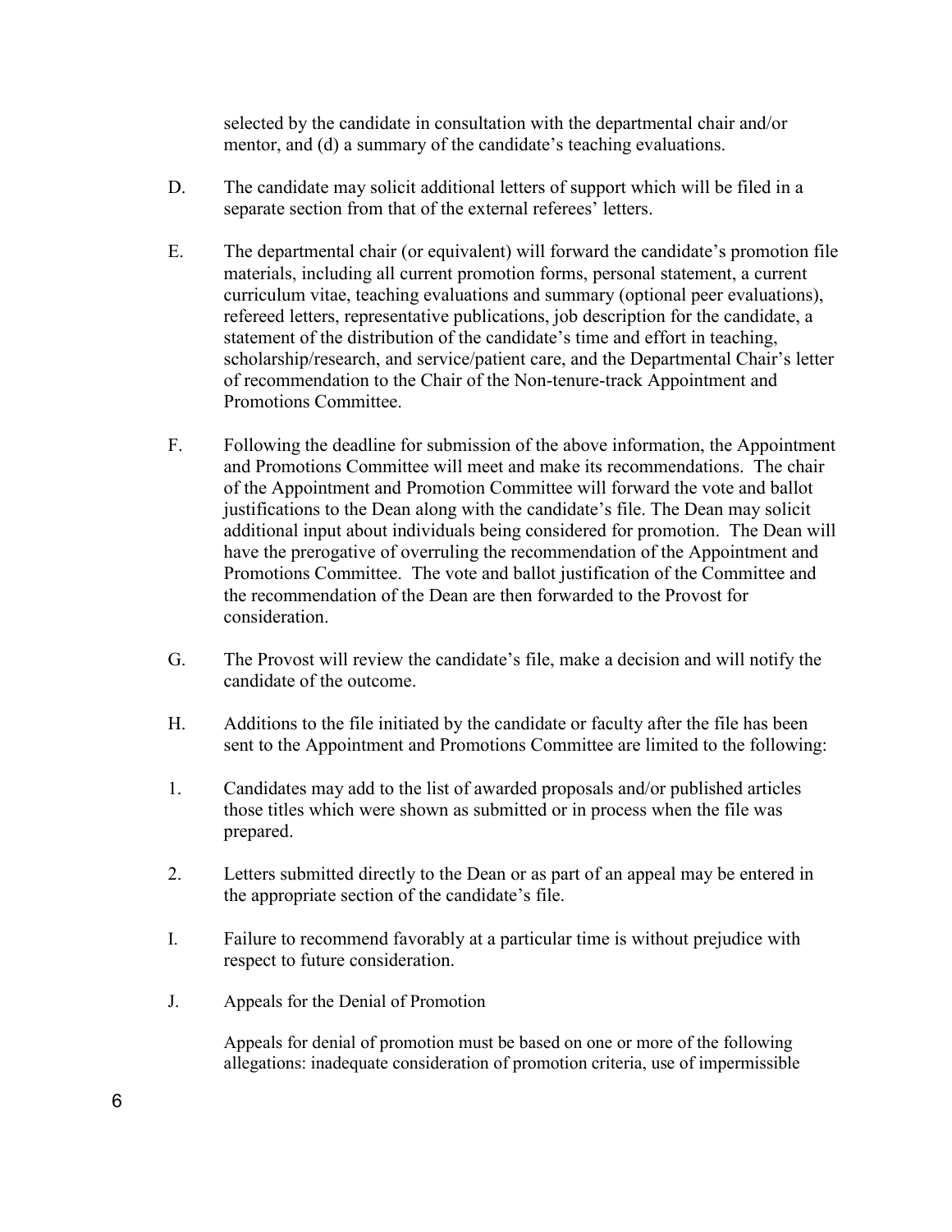selected by the candidate in consultation with the departmental chair and/or mentor, and (d) a summary of the candidate's teaching evaluations.

D. The candidate may solicit additional letters of support which will be filed in a separate section from that of the external referees' letters.

E. The departmental chair (or equivalent) will forward the candidate's promotion file materials, including all current promotion forms, personal statement, a current curriculum vitae, teaching evaluations and summary (optional peer evaluations), refereed letters, representative publications, job description for the candidate, a statement of the distribution of the candidate's time and effort in teaching, scholarship/research, and service/patient care, and the Departmental Chair's letter of recommendation to the Chair of the Non-tenure-track Appointment and Promotions Committee.

F. Following the deadline for submission of the above information, the Appointment and Promotions Committee will meet and make its recommendations. The chair of the Appointment and Promotion Committee will forward the vote and ballot justifications to the Dean along with the candidate's file. The Dean may solicit additional input about individuals being considered for promotion. The Dean will have the prerogative of overruling the recommendation of the Appointment and Promotions Committee. The vote and ballot justification of the Committee and the recommendation of the Dean are then forwarded to the Provost for consideration.

G. The Provost will review the candidate's file, make a decision and will notify the candidate of the outcome.

H. Additions to the file initiated by the candidate or faculty after the file has been sent to the Appointment and Promotions Committee are limited to the following:

1. Candidates may add to the list of awarded proposals and/or published articles those titles which were shown as submitted or in process when the file was prepared.

2. Letters submitted directly to the Dean or as part of an appeal may be entered in the appropriate section of the candidate's file.

I. Failure to recommend favorably at a particular time is without prejudice with respect to future consideration.

J. Appeals for the Denial of Promotion

Appeals for denial of promotion must be based on one or more of the following allegations: inadequate consideration of promotion criteria, use of impermissible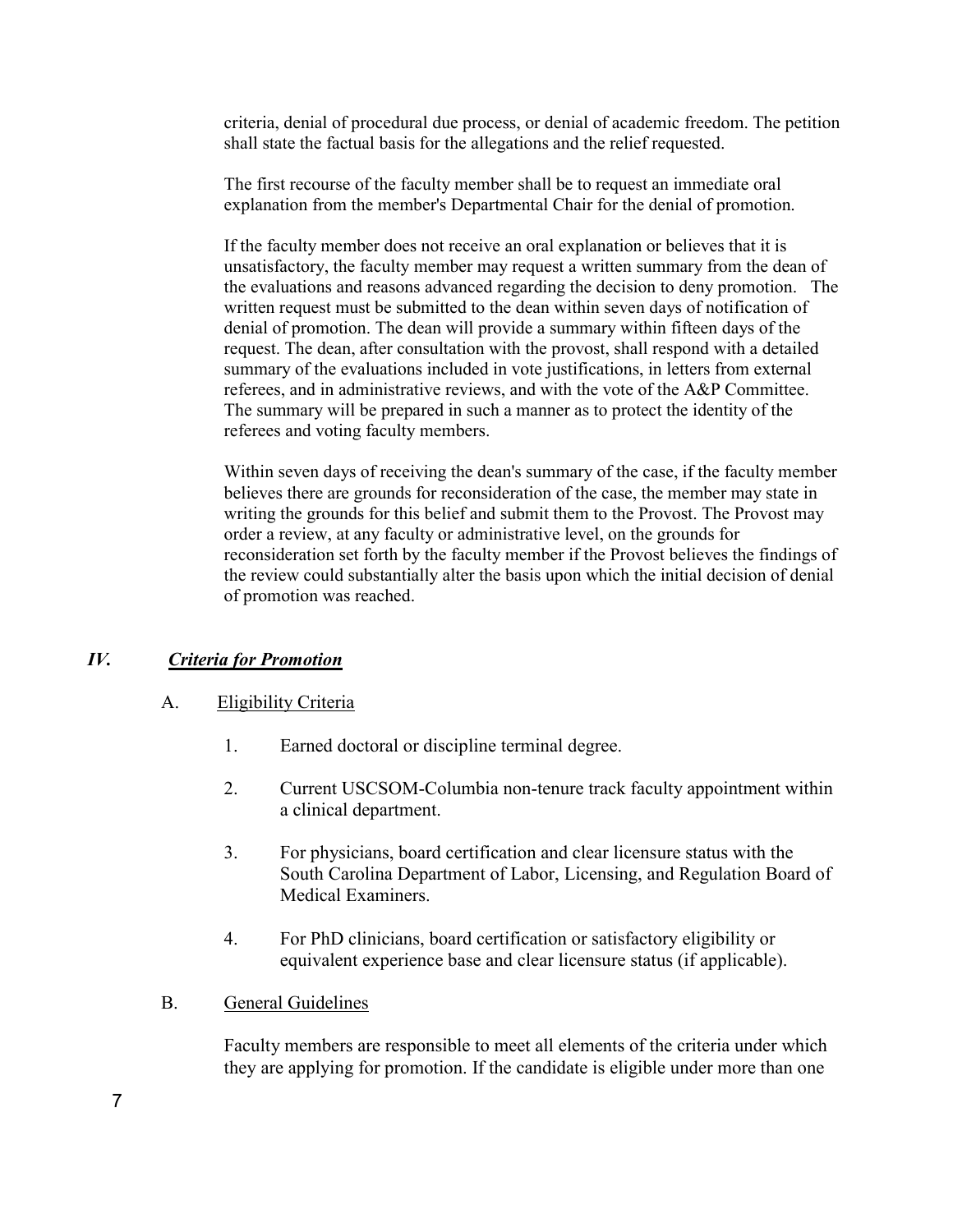criteria, denial of procedural due process, or denial of academic freedom. The petition shall state the factual basis for the allegations and the relief requested.

The first recourse of the faculty member shall be to request an immediate oral explanation from the member's Departmental Chair for the denial of promotion.

If the faculty member does not receive an oral explanation or believes that it is unsatisfactory, the faculty member may request a written summary from the dean of the evaluations and reasons advanced regarding the decision to deny promotion. The written request must be submitted to the dean within seven days of notification of denial of promotion. The dean will provide a summary within fifteen days of the request. The dean, after consultation with the provost, shall respond with a detailed summary of the evaluations included in vote justifications, in letters from external referees, and in administrative reviews, and with the vote of the A&P Committee. The summary will be prepared in such a manner as to protect the identity of the referees and voting faculty members.

Within seven days of receiving the dean's summary of the case, if the faculty member believes there are grounds for reconsideration of the case, the member may state in writing the grounds for this belief and submit them to the Provost. The Provost may order a review, at any faculty or administrative level, on the grounds for reconsideration set forth by the faculty member if the Provost believes the findings of the review could substantially alter the basis upon which the initial decision of denial of promotion was reached.

## *IV. Criteria for Promotion*

### A. Eligibility Criteria

1. Earned doctoral or discipline terminal degree.
2. Current USCSOM-Columbia non-tenure track faculty appointment within a clinical department.
3. For physicians, board certification and clear licensure status with the South Carolina Department of Labor, Licensing, and Regulation Board of Medical Examiners.
4. For PhD clinicians, board certification or satisfactory eligibility or equivalent experience base and clear licensure status (if applicable).

### B. General Guidelines

Faculty members are responsible to meet all elements of the criteria under which they are applying for promotion. If the candidate is eligible under more than one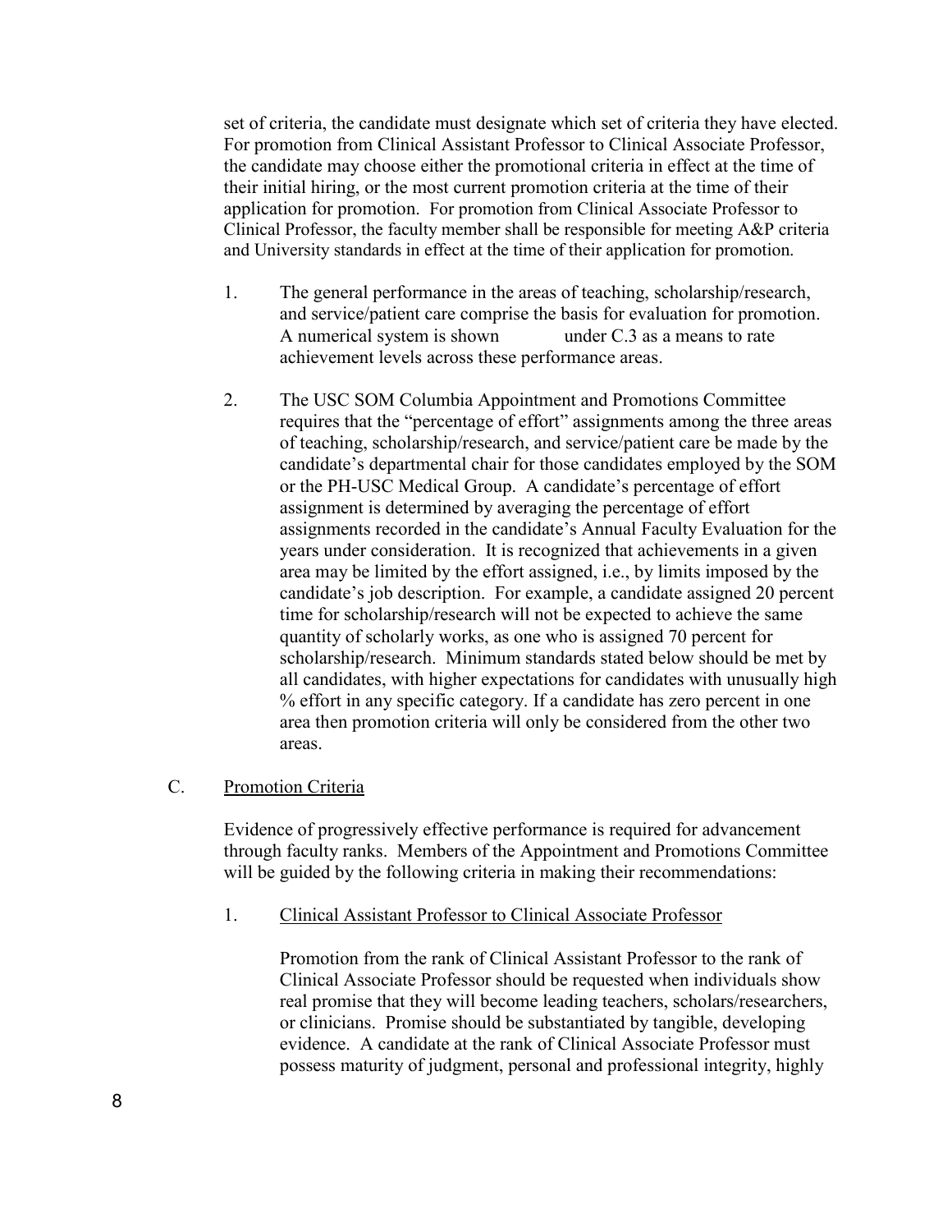set of criteria, the candidate must designate which set of criteria they have elected. For promotion from Clinical Assistant Professor to Clinical Associate Professor, the candidate may choose either the promotional criteria in effect at the time of their initial hiring, or the most current promotion criteria at the time of their application for promotion. For promotion from Clinical Associate Professor to Clinical Professor, the faculty member shall be responsible for meeting A&P criteria and University standards in effect at the time of their application for promotion.

1. The general performance in the areas of teaching, scholarship/research, and service/patient care comprise the basis for evaluation for promotion. A numerical system is shown under C.3 as a means to rate achievement levels across these performance areas.

2. The USC SOM Columbia Appointment and Promotions Committee requires that the "percentage of effort" assignments among the three areas of teaching, scholarship/research, and service/patient care be made by the candidate's departmental chair for those candidates employed by the SOM or the PH-USC Medical Group. A candidate's percentage of effort assignment is determined by averaging the percentage of effort assignments recorded in the candidate's Annual Faculty Evaluation for the years under consideration. It is recognized that achievements in a given area may be limited by the effort assigned, i.e., by limits imposed by the candidate's job description. For example, a candidate assigned 20 percent time for scholarship/research will not be expected to achieve the same quantity of scholarly works, as one who is assigned 70 percent for scholarship/research. Minimum standards stated below should be met by all candidates, with higher expectations for candidates with unusually high % effort in any specific category. If a candidate has zero percent in one area then promotion criteria will only be considered from the other two areas.

C. Promotion Criteria

Evidence of progressively effective performance is required for advancement through faculty ranks. Members of the Appointment and Promotions Committee will be guided by the following criteria in making their recommendations:

1. Clinical Assistant Professor to Clinical Associate Professor

Promotion from the rank of Clinical Assistant Professor to the rank of Clinical Associate Professor should be requested when individuals show real promise that they will become leading teachers, scholars/researchers, or clinicians. Promise should be substantiated by tangible, developing evidence. A candidate at the rank of Clinical Associate Professor must possess maturity of judgment, personal and professional integrity, highly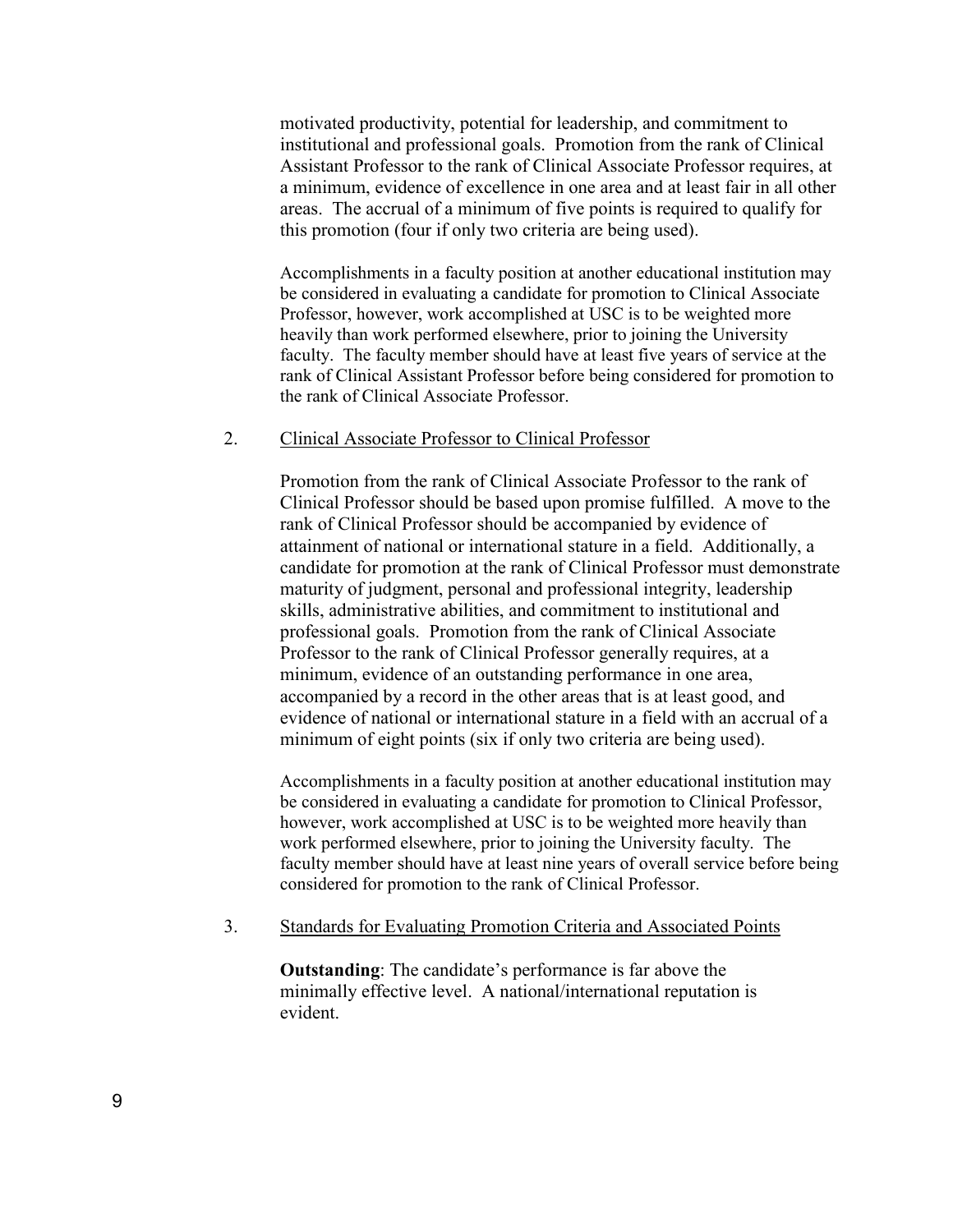motivated productivity, potential for leadership, and commitment to institutional and professional goals. Promotion from the rank of Clinical Assistant Professor to the rank of Clinical Associate Professor requires, at a minimum, evidence of excellence in one area and at least fair in all other areas. The accrual of a minimum of five points is required to qualify for this promotion (four if only two criteria are being used).

Accomplishments in a faculty position at another educational institution may be considered in evaluating a candidate for promotion to Clinical Associate Professor, however, work accomplished at USC is to be weighted more heavily than work performed elsewhere, prior to joining the University faculty. The faculty member should have at least five years of service at the rank of Clinical Assistant Professor before being considered for promotion to the rank of Clinical Associate Professor.

2. Clinical Associate Professor to Clinical Professor

Promotion from the rank of Clinical Associate Professor to the rank of Clinical Professor should be based upon promise fulfilled. A move to the rank of Clinical Professor should be accompanied by evidence of attainment of national or international stature in a field. Additionally, a candidate for promotion at the rank of Clinical Professor must demonstrate maturity of judgment, personal and professional integrity, leadership skills, administrative abilities, and commitment to institutional and professional goals. Promotion from the rank of Clinical Associate Professor to the rank of Clinical Professor generally requires, at a minimum, evidence of an outstanding performance in one area, accompanied by a record in the other areas that is at least good, and evidence of national or international stature in a field with an accrual of a minimum of eight points (six if only two criteria are being used).

Accomplishments in a faculty position at another educational institution may be considered in evaluating a candidate for promotion to Clinical Professor, however, work accomplished at USC is to be weighted more heavily than work performed elsewhere, prior to joining the University faculty. The faculty member should have at least nine years of overall service before being considered for promotion to the rank of Clinical Professor.

3. Standards for Evaluating Promotion Criteria and Associated Points

**Outstanding**: The candidate's performance is far above the minimally effective level. A national/international reputation is evident.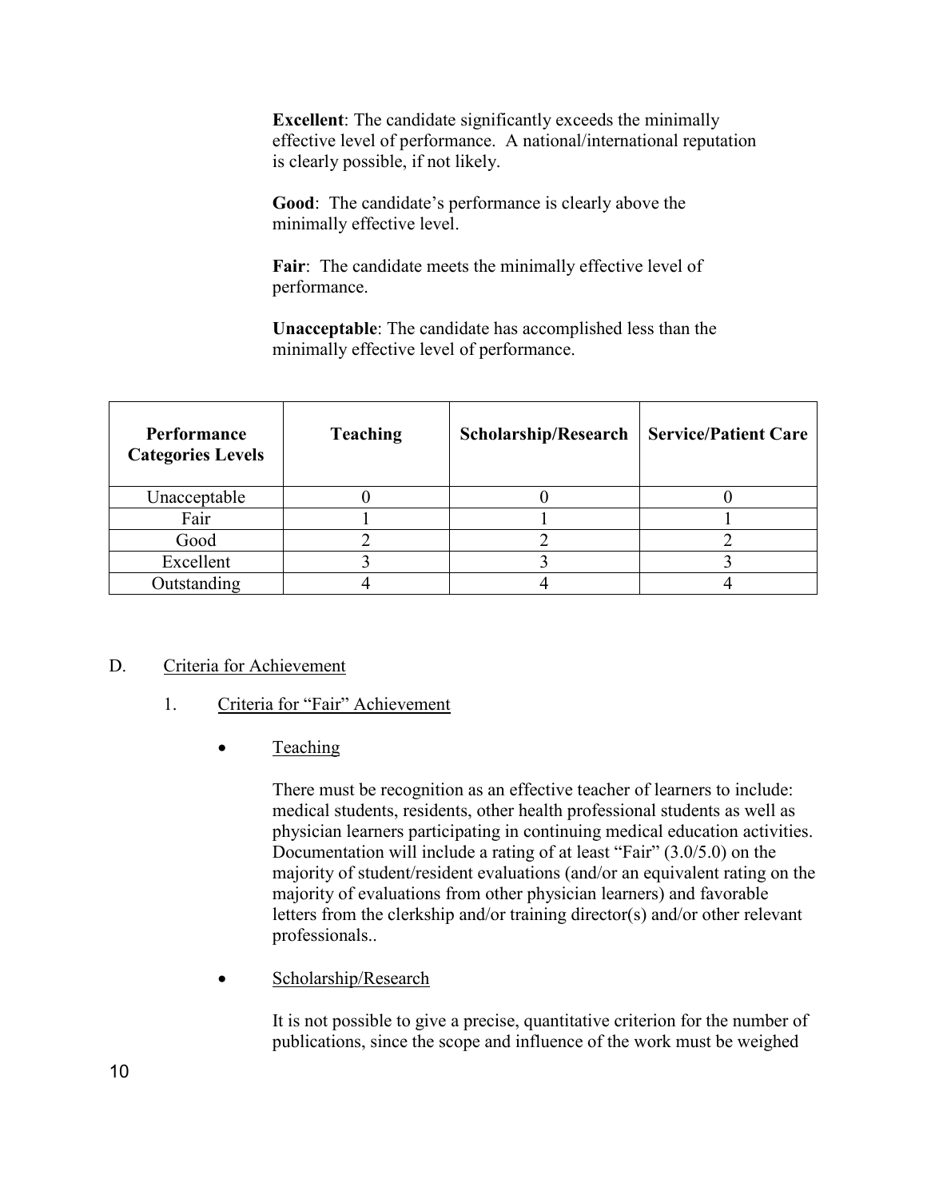**Excellent**: The candidate significantly exceeds the minimally effective level of performance. A national/international reputation is clearly possible, if not likely.

**Good**: The candidate's performance is clearly above the minimally effective level.

**Fair**: The candidate meets the minimally effective level of performance.

**Unacceptable**: The candidate has accomplished less than the minimally effective level of performance.

| Performance Categories Levels | Teaching | Scholarship/Research | Service/Patient Care |
|---|---|---|---|
| Unacceptable | 0 | 0 | 0 |
| Fair | 1 | 1 | 1 |
| Good | 2 | 2 | 2 |
| Excellent | 3 | 3 | 3 |
| Outstanding | 4 | 4 | 4 |

D. Criteria for Achievement

1. Criteria for "Fair" Achievement

- Teaching

  There must be recognition as an effective teacher of learners to include: medical students, residents, other health professional students as well as physician learners participating in continuing medical education activities. Documentation will include a rating of at least "Fair" (3.0/5.0) on the majority of student/resident evaluations (and/or an equivalent rating on the majority of evaluations from other physician learners) and favorable letters from the clerkship and/or training director(s) and/or other relevant professionals..

- Scholarship/Research

  It is not possible to give a precise, quantitative criterion for the number of publications, since the scope and influence of the work must be weighed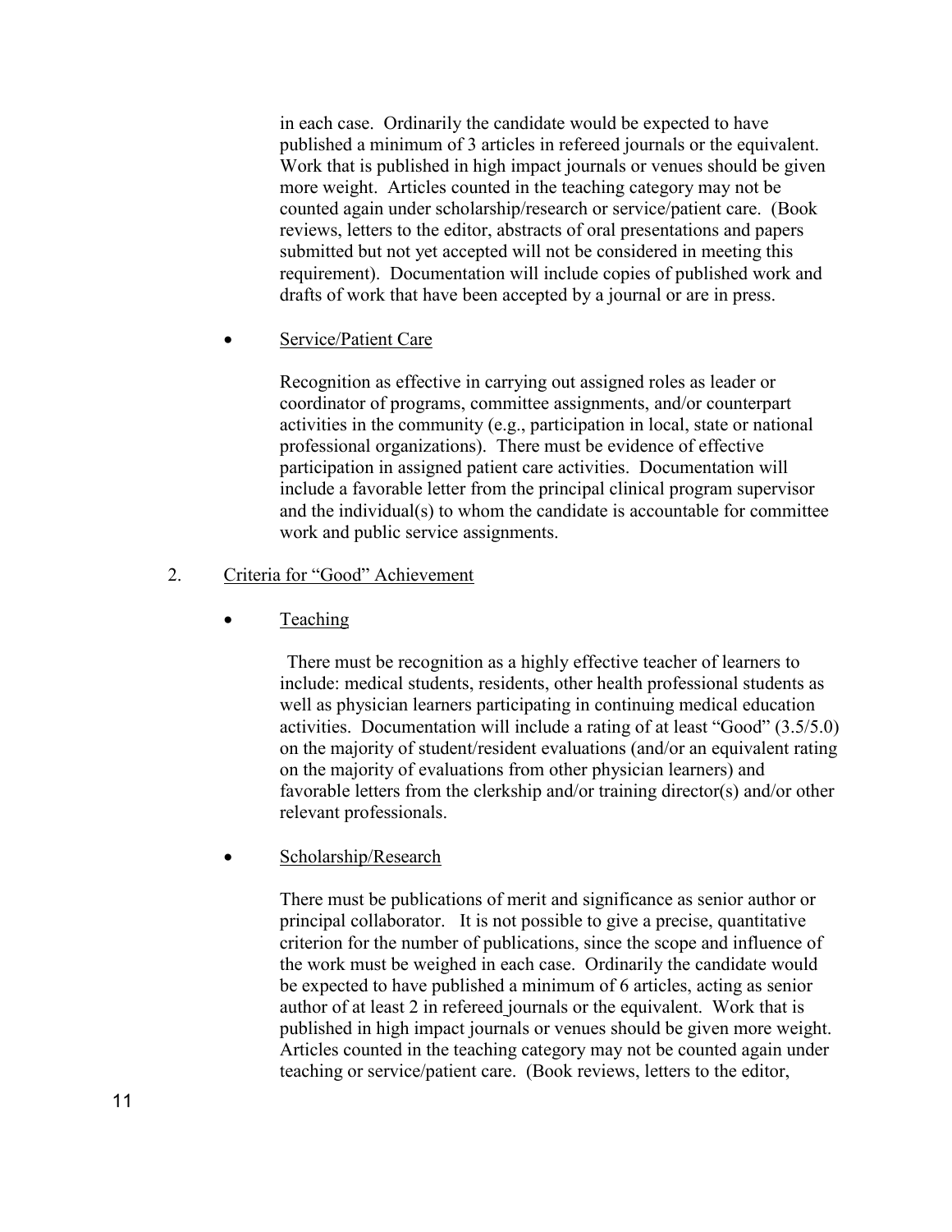in each case. Ordinarily the candidate would be expected to have published a minimum of 3 articles in refereed journals or the equivalent. Work that is published in high impact journals or venues should be given more weight. Articles counted in the teaching category may not be counted again under scholarship/research or service/patient care. (Book reviews, letters to the editor, abstracts of oral presentations and papers submitted but not yet accepted will not be considered in meeting this requirement). Documentation will include copies of published work and drafts of work that have been accepted by a journal or are in press.

- Service/Patient Care

  Recognition as effective in carrying out assigned roles as leader or coordinator of programs, committee assignments, and/or counterpart activities in the community (e.g., participation in local, state or national professional organizations). There must be evidence of effective participation in assigned patient care activities. Documentation will include a favorable letter from the principal clinical program supervisor and the individual(s) to whom the candidate is accountable for committee work and public service assignments.

2. Criteria for "Good" Achievement

- Teaching

  There must be recognition as a highly effective teacher of learners to include: medical students, residents, other health professional students as well as physician learners participating in continuing medical education activities. Documentation will include a rating of at least "Good" (3.5/5.0) on the majority of student/resident evaluations (and/or an equivalent rating on the majority of evaluations from other physician learners) and favorable letters from the clerkship and/or training director(s) and/or other relevant professionals.

- Scholarship/Research

  There must be publications of merit and significance as senior author or principal collaborator. It is not possible to give a precise, quantitative criterion for the number of publications, since the scope and influence of the work must be weighed in each case. Ordinarily the candidate would be expected to have published a minimum of 6 articles, acting as senior author of at least 2 in refereed journals or the equivalent. Work that is published in high impact journals or venues should be given more weight. Articles counted in the teaching category may not be counted again under teaching or service/patient care. (Book reviews, letters to the editor,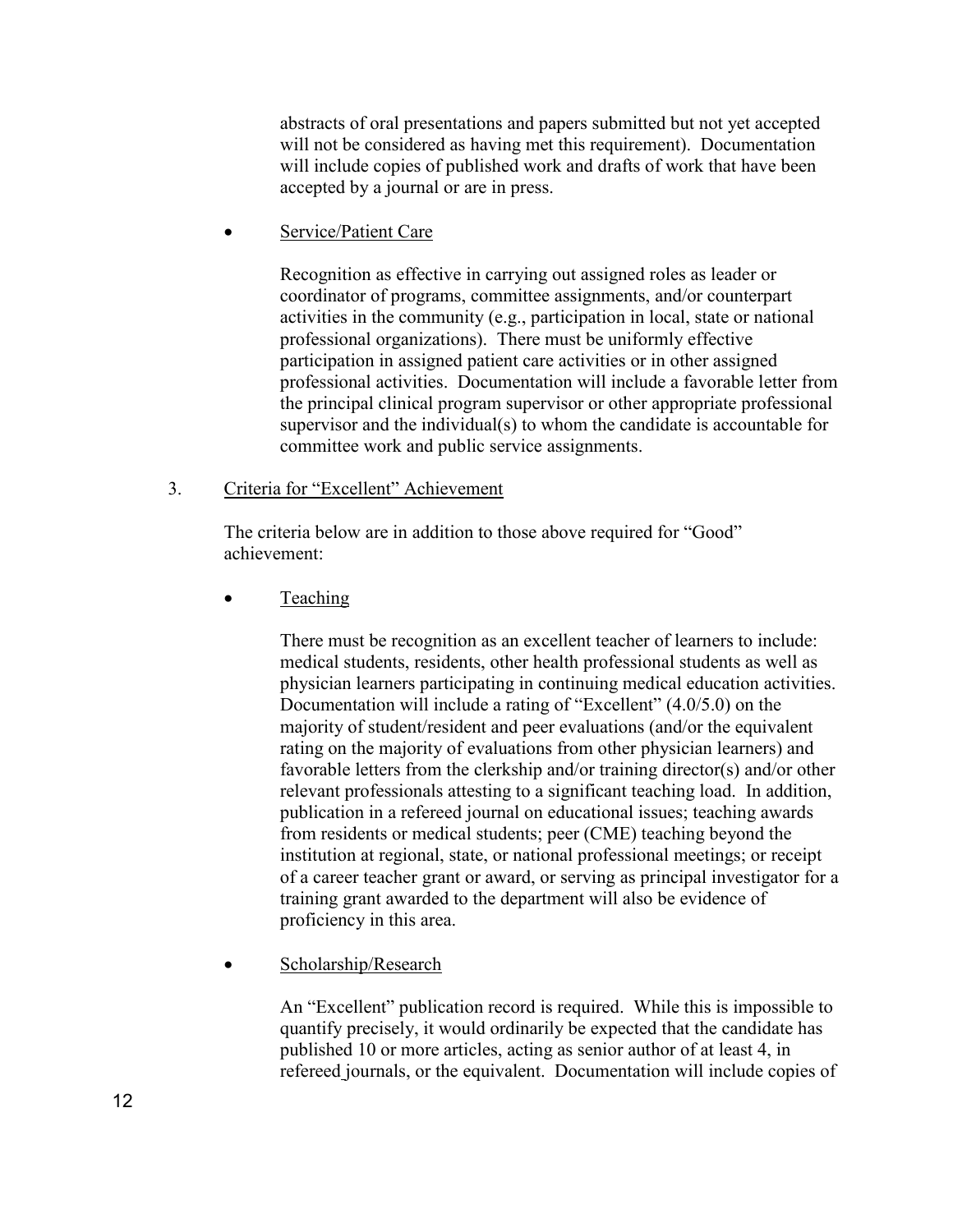abstracts of oral presentations and papers submitted but not yet accepted will not be considered as having met this requirement). Documentation will include copies of published work and drafts of work that have been accepted by a journal or are in press.

- Service/Patient Care

  Recognition as effective in carrying out assigned roles as leader or coordinator of programs, committee assignments, and/or counterpart activities in the community (e.g., participation in local, state or national professional organizations). There must be uniformly effective participation in assigned patient care activities or in other assigned professional activities. Documentation will include a favorable letter from the principal clinical program supervisor or other appropriate professional supervisor and the individual(s) to whom the candidate is accountable for committee work and public service assignments.

3. Criteria for "Excellent" Achievement

   The criteria below are in addition to those above required for "Good" achievement:

- Teaching

  There must be recognition as an excellent teacher of learners to include: medical students, residents, other health professional students as well as physician learners participating in continuing medical education activities. Documentation will include a rating of "Excellent" (4.0/5.0) on the majority of student/resident and peer evaluations (and/or the equivalent rating on the majority of evaluations from other physician learners) and favorable letters from the clerkship and/or training director(s) and/or other relevant professionals attesting to a significant teaching load. In addition, publication in a refereed journal on educational issues; teaching awards from residents or medical students; peer (CME) teaching beyond the institution at regional, state, or national professional meetings; or receipt of a career teacher grant or award, or serving as principal investigator for a training grant awarded to the department will also be evidence of proficiency in this area.

- Scholarship/Research

  An "Excellent" publication record is required. While this is impossible to quantify precisely, it would ordinarily be expected that the candidate has published 10 or more articles, acting as senior author of at least 4, in refereed journals, or the equivalent. Documentation will include copies of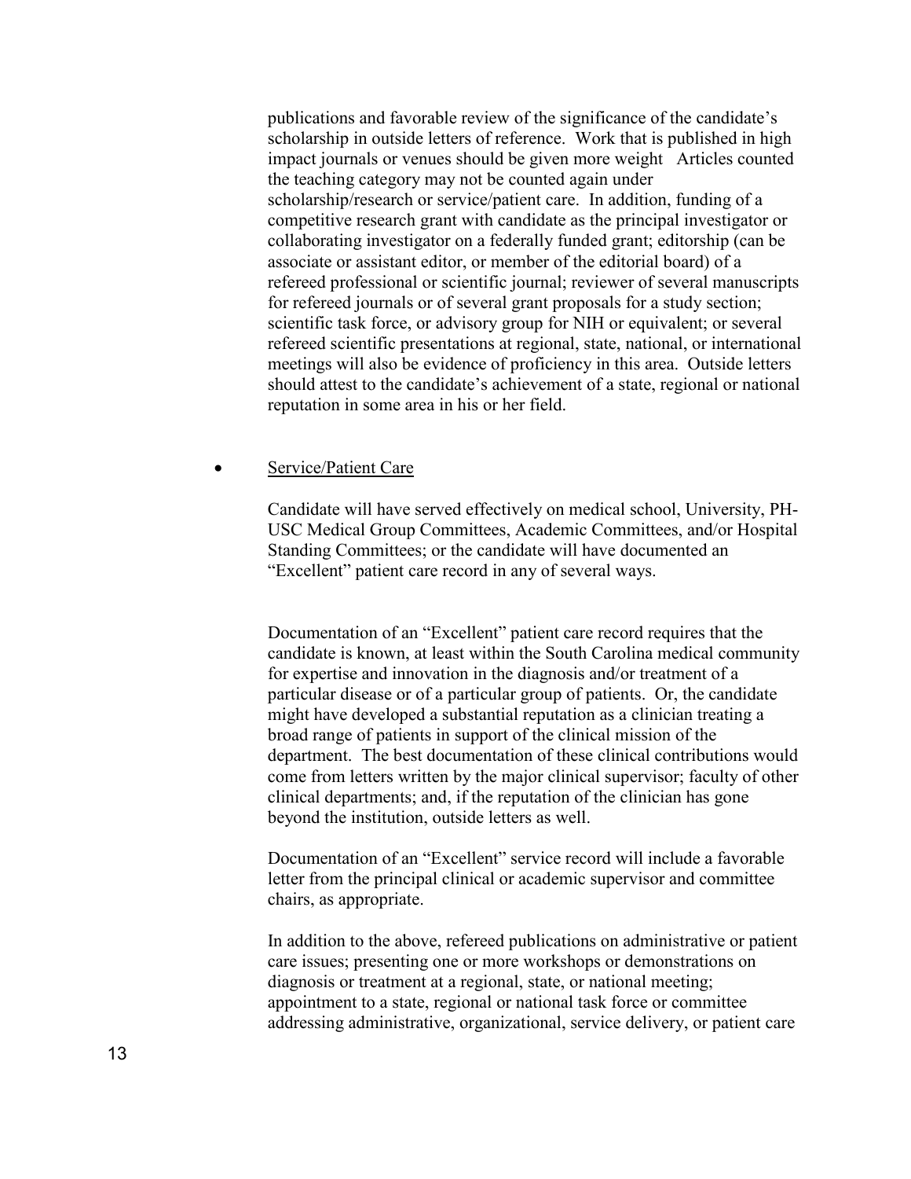publications and favorable review of the significance of the candidate's scholarship in outside letters of reference. Work that is published in high impact journals or venues should be given more weight Articles counted the teaching category may not be counted again under scholarship/research or service/patient care. In addition, funding of a competitive research grant with candidate as the principal investigator or collaborating investigator on a federally funded grant; editorship (can be associate or assistant editor, or member of the editorial board) of a refereed professional or scientific journal; reviewer of several manuscripts for refereed journals or of several grant proposals for a study section; scientific task force, or advisory group for NIH or equivalent; or several refereed scientific presentations at regional, state, national, or international meetings will also be evidence of proficiency in this area. Outside letters should attest to the candidate's achievement of a state, regional or national reputation in some area in his or her field.

- Service/Patient Care

  Candidate will have served effectively on medical school, University, PH-USC Medical Group Committees, Academic Committees, and/or Hospital Standing Committees; or the candidate will have documented an "Excellent" patient care record in any of several ways.

  Documentation of an "Excellent" patient care record requires that the candidate is known, at least within the South Carolina medical community for expertise and innovation in the diagnosis and/or treatment of a particular disease or of a particular group of patients. Or, the candidate might have developed a substantial reputation as a clinician treating a broad range of patients in support of the clinical mission of the department. The best documentation of these clinical contributions would come from letters written by the major clinical supervisor; faculty of other clinical departments; and, if the reputation of the clinician has gone beyond the institution, outside letters as well.

  Documentation of an "Excellent" service record will include a favorable letter from the principal clinical or academic supervisor and committee chairs, as appropriate.

  In addition to the above, refereed publications on administrative or patient care issues; presenting one or more workshops or demonstrations on diagnosis or treatment at a regional, state, or national meeting; appointment to a state, regional or national task force or committee addressing administrative, organizational, service delivery, or patient care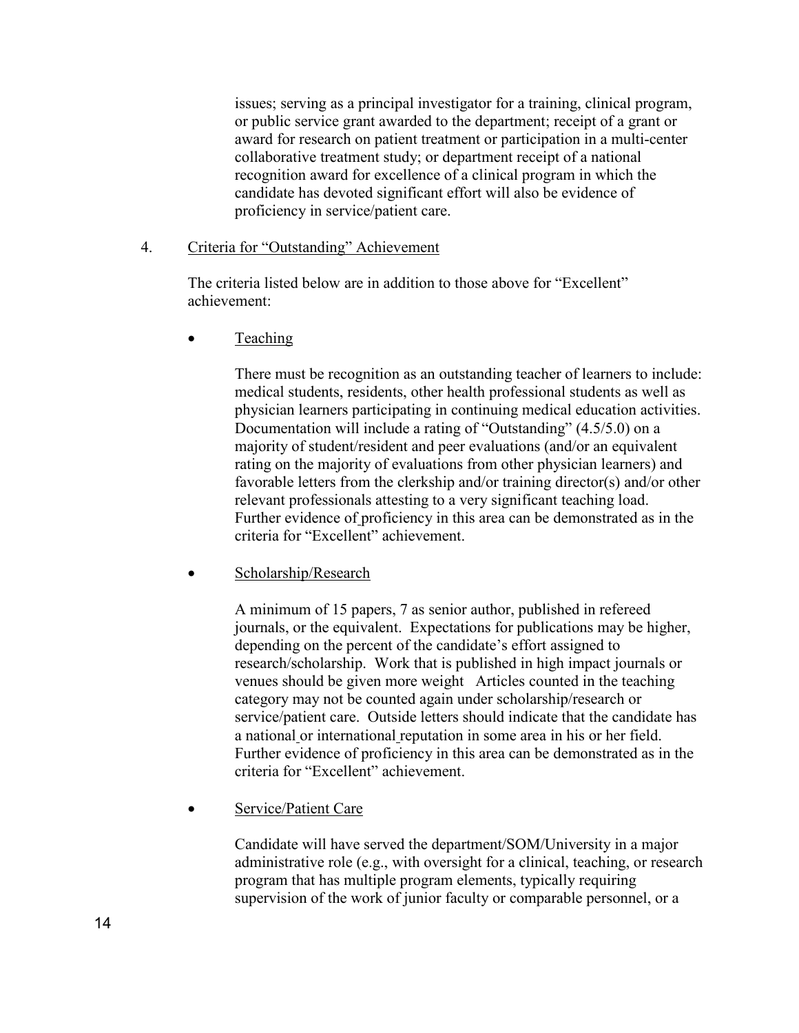issues; serving as a principal investigator for a training, clinical program, or public service grant awarded to the department; receipt of a grant or award for research on patient treatment or participation in a multi-center collaborative treatment study; or department receipt of a national recognition award for excellence of a clinical program in which the candidate has devoted significant effort will also be evidence of proficiency in service/patient care.

4. Criteria for "Outstanding" Achievement

The criteria listed below are in addition to those above for "Excellent" achievement:

- Teaching

  There must be recognition as an outstanding teacher of learners to include: medical students, residents, other health professional students as well as physician learners participating in continuing medical education activities. Documentation will include a rating of "Outstanding" (4.5/5.0) on a majority of student/resident and peer evaluations (and/or an equivalent rating on the majority of evaluations from other physician learners) and favorable letters from the clerkship and/or training director(s) and/or other relevant professionals attesting to a very significant teaching load. Further evidence of proficiency in this area can be demonstrated as in the criteria for "Excellent" achievement.

- Scholarship/Research

  A minimum of 15 papers, 7 as senior author, published in refereed journals, or the equivalent. Expectations for publications may be higher, depending on the percent of the candidate's effort assigned to research/scholarship. Work that is published in high impact journals or venues should be given more weight Articles counted in the teaching category may not be counted again under scholarship/research or service/patient care. Outside letters should indicate that the candidate has a national or international reputation in some area in his or her field. Further evidence of proficiency in this area can be demonstrated as in the criteria for "Excellent" achievement.

- Service/Patient Care

  Candidate will have served the department/SOM/University in a major administrative role (e.g., with oversight for a clinical, teaching, or research program that has multiple program elements, typically requiring supervision of the work of junior faculty or comparable personnel, or a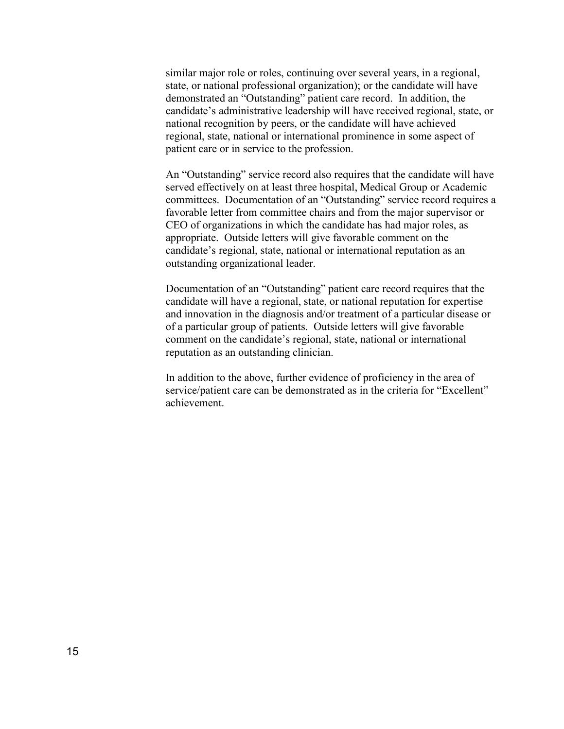similar major role or roles, continuing over several years, in a regional, state, or national professional organization); or the candidate will have demonstrated an "Outstanding" patient care record. In addition, the candidate's administrative leadership will have received regional, state, or national recognition by peers, or the candidate will have achieved regional, state, national or international prominence in some aspect of patient care or in service to the profession.

An "Outstanding" service record also requires that the candidate will have served effectively on at least three hospital, Medical Group or Academic committees. Documentation of an "Outstanding" service record requires a favorable letter from committee chairs and from the major supervisor or CEO of organizations in which the candidate has had major roles, as appropriate. Outside letters will give favorable comment on the candidate's regional, state, national or international reputation as an outstanding organizational leader.

Documentation of an "Outstanding" patient care record requires that the candidate will have a regional, state, or national reputation for expertise and innovation in the diagnosis and/or treatment of a particular disease or of a particular group of patients. Outside letters will give favorable comment on the candidate's regional, state, national or international reputation as an outstanding clinician.

In addition to the above, further evidence of proficiency in the area of service/patient care can be demonstrated as in the criteria for "Excellent" achievement.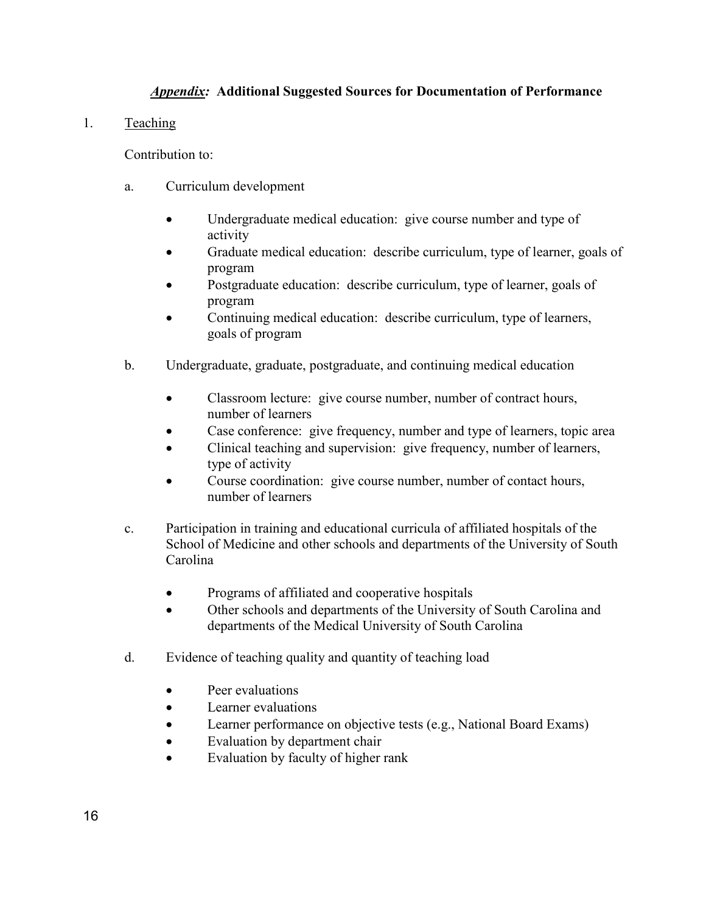## ***Appendix:*** **Additional Suggested Sources for Documentation of Performance**

1. Teaching

   Contribution to:

   a. Curriculum development

      - Undergraduate medical education: give course number and type of activity
      - Graduate medical education: describe curriculum, type of learner, goals of program
      - Postgraduate education: describe curriculum, type of learner, goals of program
      - Continuing medical education: describe curriculum, type of learners, goals of program

   b. Undergraduate, graduate, postgraduate, and continuing medical education

      - Classroom lecture: give course number, number of contract hours, number of learners
      - Case conference: give frequency, number and type of learners, topic area
      - Clinical teaching and supervision: give frequency, number of learners, type of activity
      - Course coordination: give course number, number of contact hours, number of learners

   c. Participation in training and educational curricula of affiliated hospitals of the School of Medicine and other schools and departments of the University of South Carolina

      - Programs of affiliated and cooperative hospitals
      - Other schools and departments of the University of South Carolina and departments of the Medical University of South Carolina

   d. Evidence of teaching quality and quantity of teaching load

      - Peer evaluations
      - Learner evaluations
      - Learner performance on objective tests (e.g., National Board Exams)
      - Evaluation by department chair
      - Evaluation by faculty of higher rank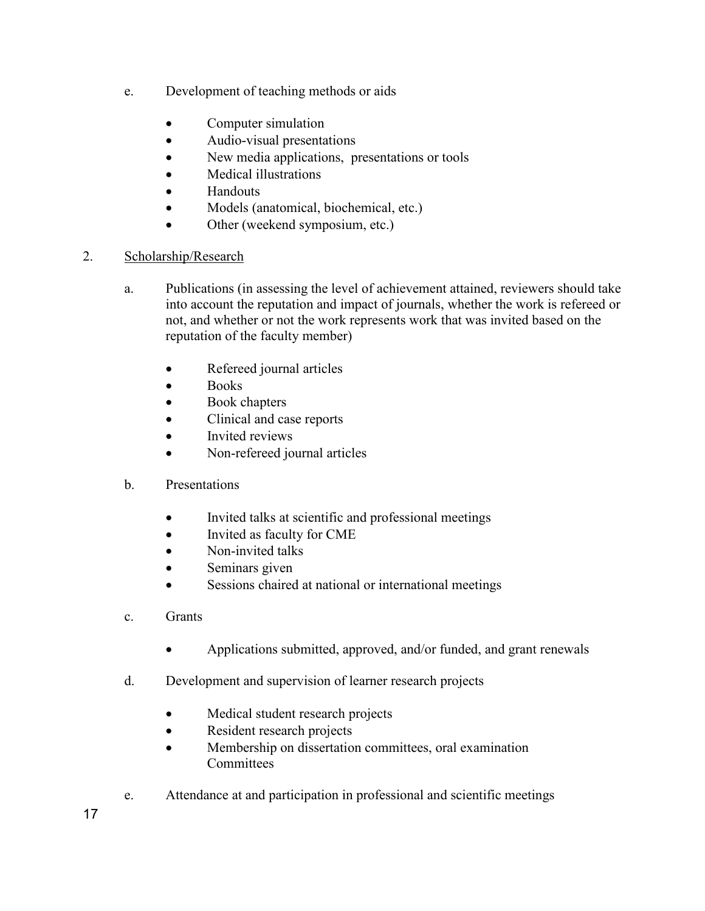e. Development of teaching methods or aids

- Computer simulation
- Audio-visual presentations
- New media applications, presentations or tools
- Medical illustrations
- Handouts
- Models (anatomical, biochemical, etc.)
- Other (weekend symposium, etc.)

2. Scholarship/Research

a. Publications (in assessing the level of achievement attained, reviewers should take into account the reputation and impact of journals, whether the work is refereed or not, and whether or not the work represents work that was invited based on the reputation of the faculty member)

- Refereed journal articles
- Books
- Book chapters
- Clinical and case reports
- Invited reviews
- Non-refereed journal articles

b. Presentations

- Invited talks at scientific and professional meetings
- Invited as faculty for CME
- Non-invited talks
- Seminars given
- Sessions chaired at national or international meetings

c. Grants

- Applications submitted, approved, and/or funded, and grant renewals

d. Development and supervision of learner research projects

- Medical student research projects
- Resident research projects
- Membership on dissertation committees, oral examination Committees

e. Attendance at and participation in professional and scientific meetings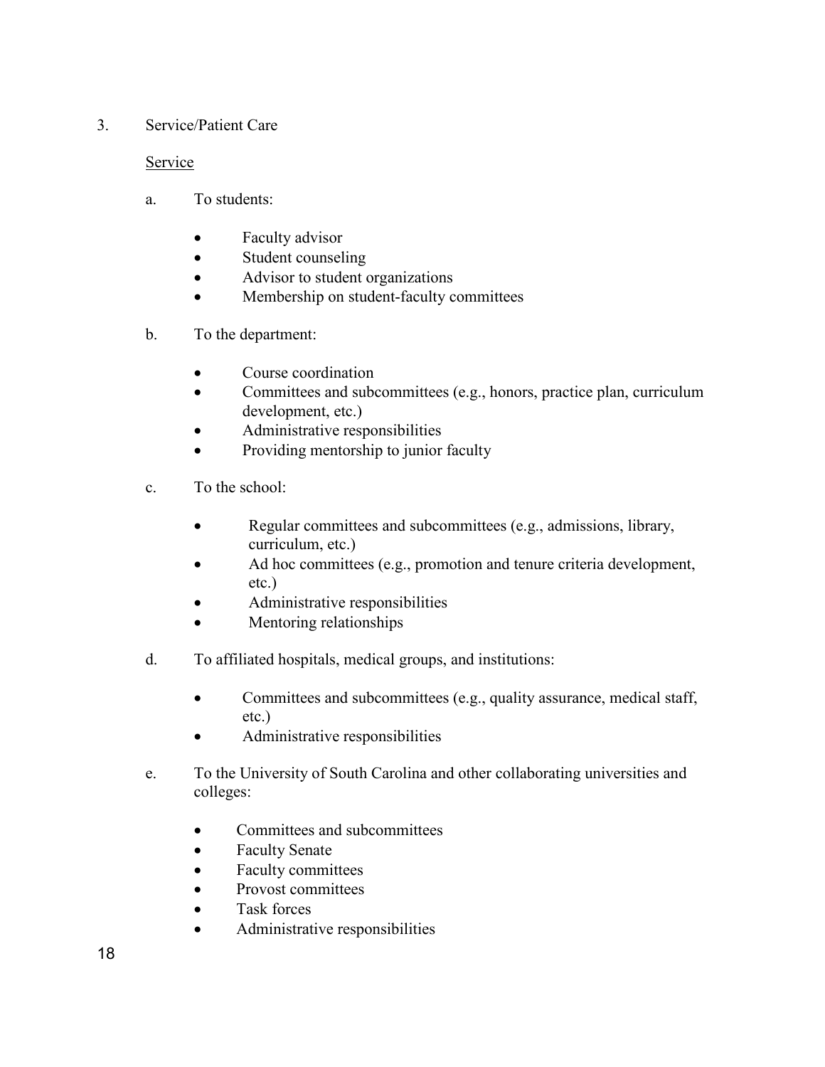3. Service/Patient Care

<u>Service</u>

a. To students:

- Faculty advisor
- Student counseling
- Advisor to student organizations
- Membership on student-faculty committees

b. To the department:

- Course coordination
- Committees and subcommittees (e.g., honors, practice plan, curriculum development, etc.)
- Administrative responsibilities
- Providing mentorship to junior faculty

c. To the school:

- Regular committees and subcommittees (e.g., admissions, library, curriculum, etc.)
- Ad hoc committees (e.g., promotion and tenure criteria development, etc.)
- Administrative responsibilities
- Mentoring relationships

d. To affiliated hospitals, medical groups, and institutions:

- Committees and subcommittees (e.g., quality assurance, medical staff, etc.)
- Administrative responsibilities

e. To the University of South Carolina and other collaborating universities and colleges:

- Committees and subcommittees
- Faculty Senate
- Faculty committees
- Provost committees
- Task forces
- Administrative responsibilities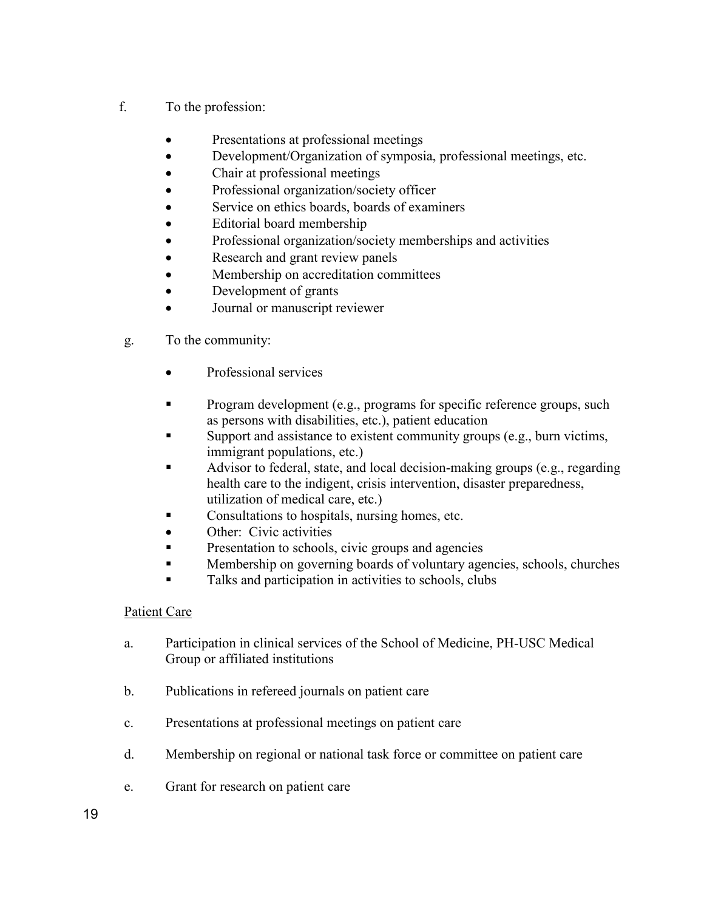f. To the profession:

- Presentations at professional meetings
- Development/Organization of symposia, professional meetings, etc.
- Chair at professional meetings
- Professional organization/society officer
- Service on ethics boards, boards of examiners
- Editorial board membership
- Professional organization/society memberships and activities
- Research and grant review panels
- Membership on accreditation committees
- Development of grants
- Journal or manuscript reviewer

g. To the community:

- Professional services
    - Program development (e.g., programs for specific reference groups, such as persons with disabilities, etc.), patient education
    - Support and assistance to existent community groups (e.g., burn victims, immigrant populations, etc.)
    - Advisor to federal, state, and local decision-making groups (e.g., regarding health care to the indigent, crisis intervention, disaster preparedness, utilization of medical care, etc.)
    - Consultations to hospitals, nursing homes, etc.
- Other: Civic activities
    - Presentation to schools, civic groups and agencies
    - Membership on governing boards of voluntary agencies, schools, churches
    - Talks and participation in activities to schools, clubs

<u>Patient Care</u>

a. Participation in clinical services of the School of Medicine, PH-USC Medical Group or affiliated institutions

b. Publications in refereed journals on patient care

c. Presentations at professional meetings on patient care

d. Membership on regional or national task force or committee on patient care

e. Grant for research on patient care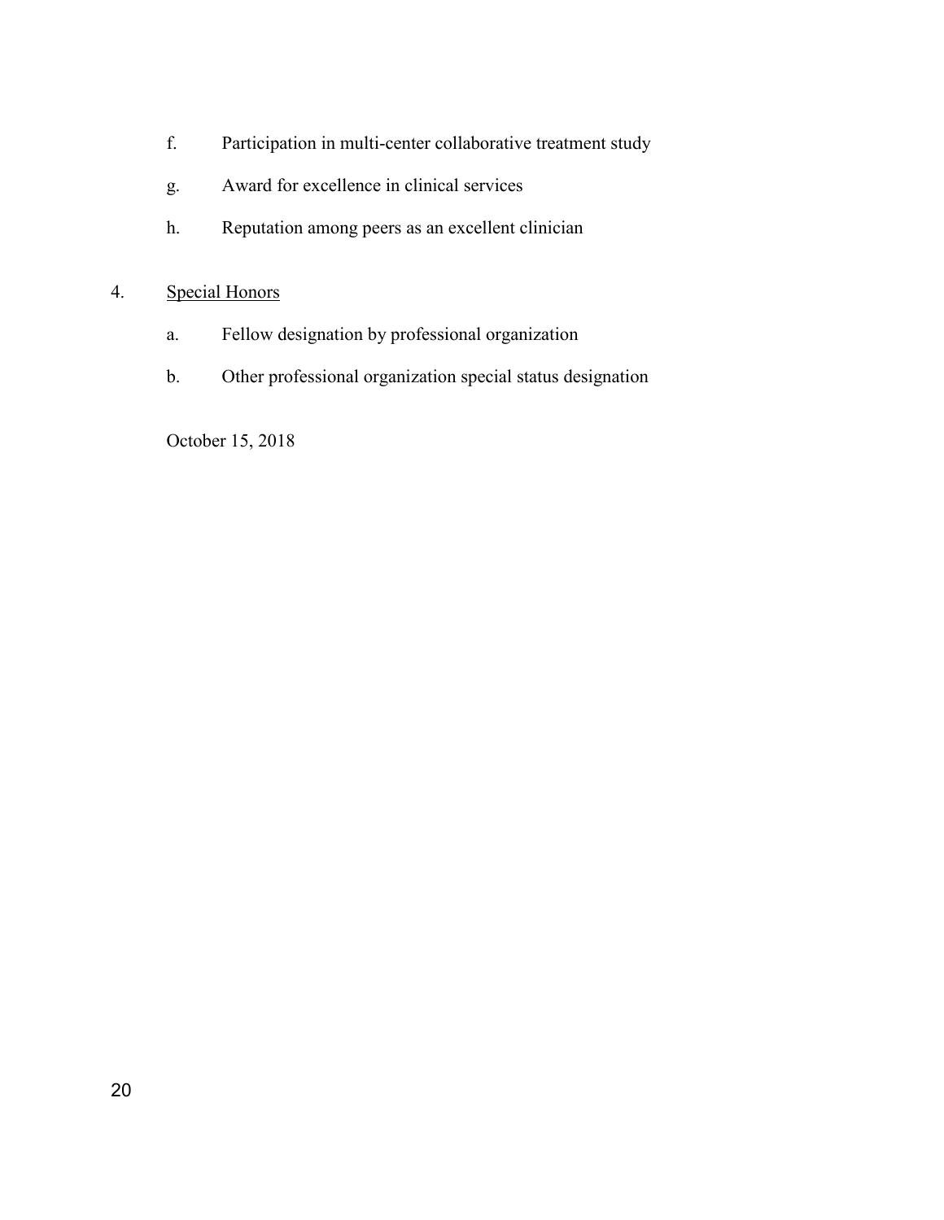f. Participation in multi-center collaborative treatment study

g. Award for excellence in clinical services

h. Reputation among peers as an excellent clinician

4. Special Honors

   a. Fellow designation by professional organization

   b. Other professional organization special status designation

October 15, 2018